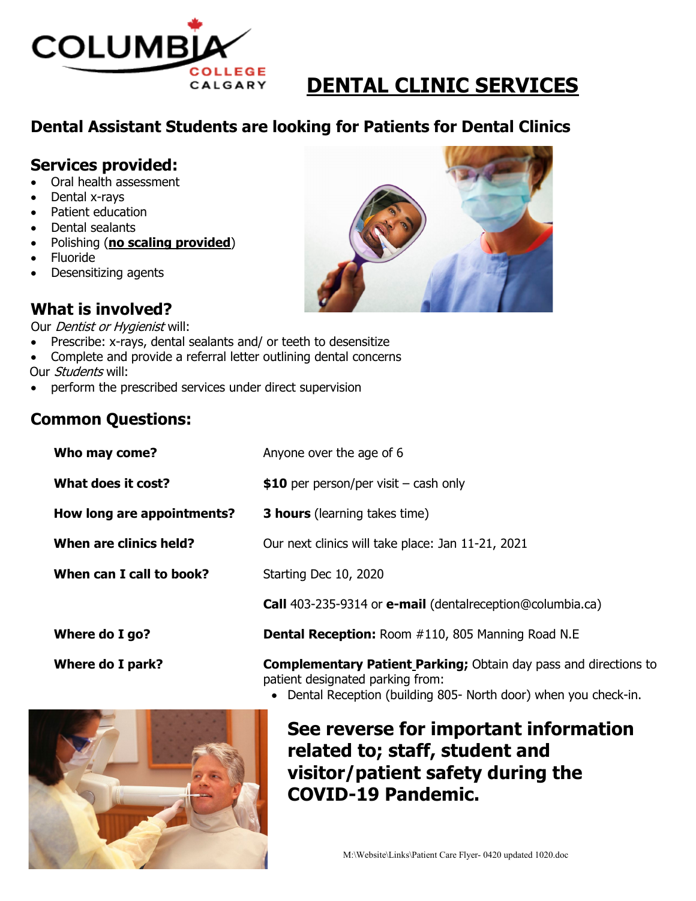# DENTAL CLINIC SERVICES

## Dental Assistant Students are looking for Patients for Dental Clinics

### Services provided:

- Oral health assessment
- Dental x-rays
- Patient education
- Dental sealants
- Polishing (**no scaling provided**)
- Fluoride
- Desensitizing agents

### What is involved?

Our *Dentist or Hygienist* will:

- Prescribe: x-rays, dental sealants and/ or teeth to desensitize
- Complete and provide a referral letter outlining dental concerns

Our *Students* will:

- perform the prescribed services under direct supervision

### Common Questions:

| | |
|---|---|
| **Who may come?** | Anyone over the age of 6 |
| **What does it cost?** | **$10** per person/per visit – cash only |
| **How long are appointments?** | **3 hours** (learning takes time) |
| **When are clinics held?** | Our next clinics will take place: Jan 11-21, 2021 |
| **When can I call to book?** | Starting Dec 10, 2020 |
| | **Call** 403-235-9314 or **e-mail** (dentalreception@columbia.ca) |
| **Where do I go?** | **Dental Reception:** Room #110, 805 Manning Road N.E |
| **Where do I park?** | **Complementary Patient Parking;** Obtain day pass and directions to patient designated parking from: • Dental Reception (building 805- North door) when you check-in. |

**See reverse for important information related to; staff, student and visitor/patient safety during the COVID-19 Pandemic.**

M:\Website\Links\Patient Care Flyer- 0420 updated 1020.doc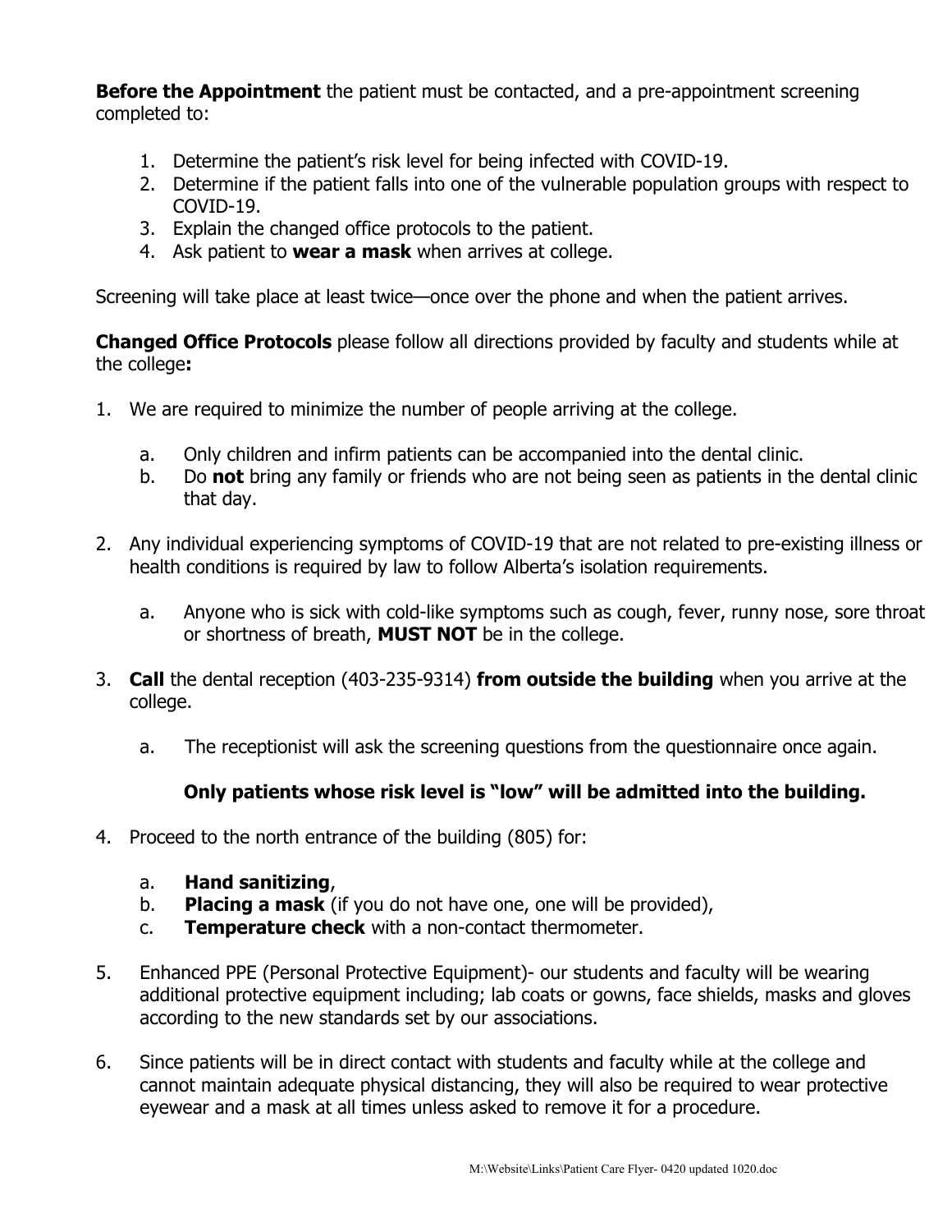**Before the Appointment** the patient must be contacted, and a pre-appointment screening completed to:

1. Determine the patient's risk level for being infected with COVID-19.
2. Determine if the patient falls into one of the vulnerable population groups with respect to COVID-19.
3. Explain the changed office protocols to the patient.
4. Ask patient to **wear a mask** when arrives at college.

Screening will take place at least twice—once over the phone and when the patient arrives.

**Changed Office Protocols** please follow all directions provided by faculty and students while at the college**:**

1. We are required to minimize the number of people arriving at the college.
   a. Only children and infirm patients can be accompanied into the dental clinic.
   b. Do **not** bring any family or friends who are not being seen as patients in the dental clinic that day.

2. Any individual experiencing symptoms of COVID-19 that are not related to pre-existing illness or health conditions is required by law to follow Alberta's isolation requirements.
   a. Anyone who is sick with cold-like symptoms such as cough, fever, runny nose, sore throat or shortness of breath, **MUST NOT** be in the college.

3. **Call** the dental reception (403-235-9314) **from outside the building** when you arrive at the college.
   a. The receptionist will ask the screening questions from the questionnaire once again.

   **Only patients whose risk level is "low" will be admitted into the building.**

4. Proceed to the north entrance of the building (805) for:
   a. **Hand sanitizing**,
   b. **Placing a mask** (if you do not have one, one will be provided),
   c. **Temperature check** with a non-contact thermometer.

5. Enhanced PPE (Personal Protective Equipment)- our students and faculty will be wearing additional protective equipment including; lab coats or gowns, face shields, masks and gloves according to the new standards set by our associations.

6. Since patients will be in direct contact with students and faculty while at the college and cannot maintain adequate physical distancing, they will also be required to wear protective eyewear and a mask at all times unless asked to remove it for a procedure.

M:\Website\Links\Patient Care Flyer- 0420 updated 1020.doc